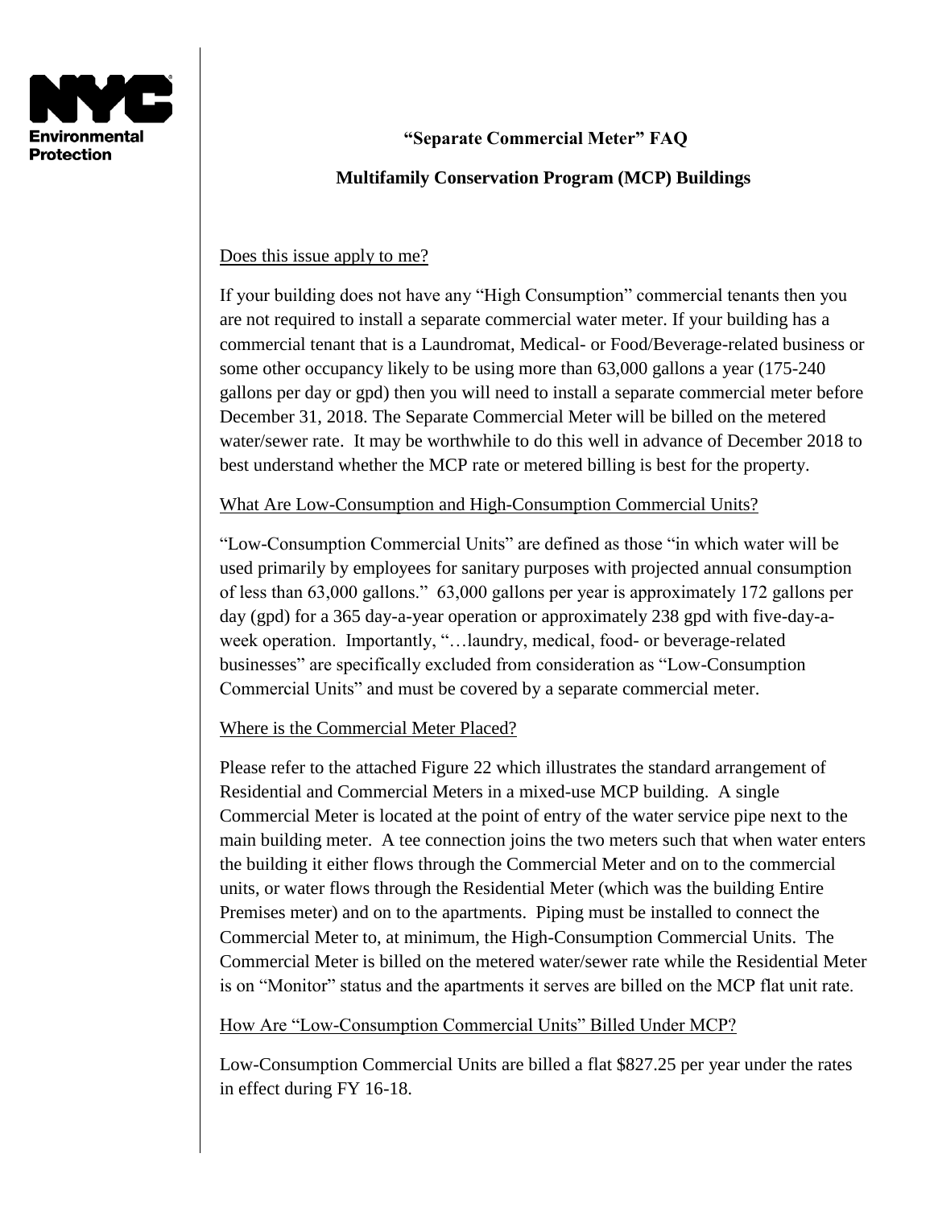NYC Environmental Protection

# "Separate Commercial Meter" FAQ

## Multifamily Conservation Program (MCP) Buildings

Does this issue apply to me?

If your building does not have any "High Consumption" commercial tenants then you are not required to install a separate commercial water meter. If your building has a commercial tenant that is a Laundromat, Medical- or Food/Beverage-related business or some other occupancy likely to be using more than 63,000 gallons a year (175-240 gallons per day or gpd) then you will need to install a separate commercial meter before December 31, 2018. The Separate Commercial Meter will be billed on the metered water/sewer rate. It may be worthwhile to do this well in advance of December 2018 to best understand whether the MCP rate or metered billing is best for the property.

What Are Low-Consumption and High-Consumption Commercial Units?

"Low-Consumption Commercial Units" are defined as those "in which water will be used primarily by employees for sanitary purposes with projected annual consumption of less than 63,000 gallons." 63,000 gallons per year is approximately 172 gallons per day (gpd) for a 365 day-a-year operation or approximately 238 gpd with five-day-a-week operation. Importantly, "…laundry, medical, food- or beverage-related businesses" are specifically excluded from consideration as "Low-Consumption Commercial Units" and must be covered by a separate commercial meter.

Where is the Commercial Meter Placed?

Please refer to the attached Figure 22 which illustrates the standard arrangement of Residential and Commercial Meters in a mixed-use MCP building. A single Commercial Meter is located at the point of entry of the water service pipe next to the main building meter. A tee connection joins the two meters such that when water enters the building it either flows through the Commercial Meter and on to the commercial units, or water flows through the Residential Meter (which was the building Entire Premises meter) and on to the apartments. Piping must be installed to connect the Commercial Meter to, at minimum, the High-Consumption Commercial Units. The Commercial Meter is billed on the metered water/sewer rate while the Residential Meter is on "Monitor" status and the apartments it serves are billed on the MCP flat unit rate.

How Are "Low-Consumption Commercial Units" Billed Under MCP?

Low-Consumption Commercial Units are billed a flat $827.25 per year under the rates in effect during FY 16-18.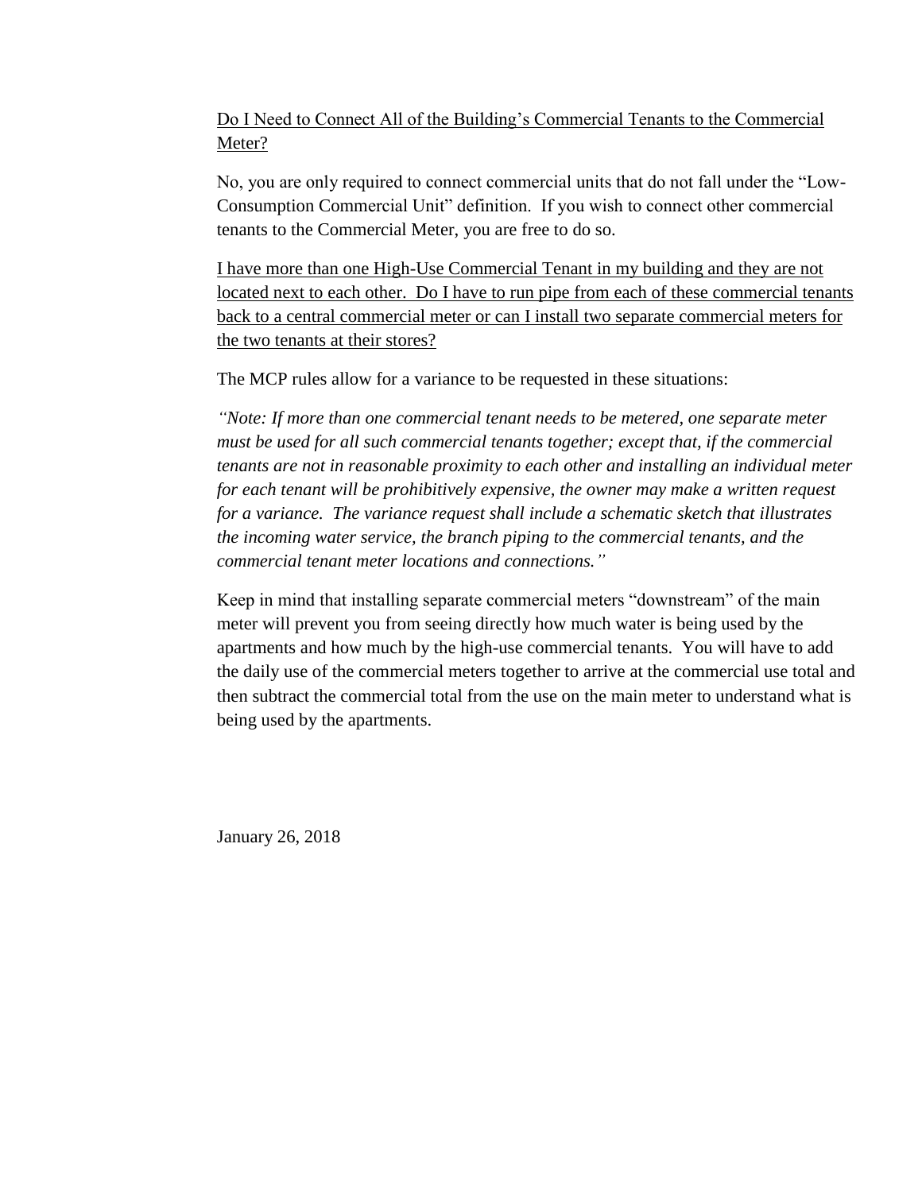### Do I Need to Connect All of the Building's Commercial Tenants to the Commercial Meter?

No, you are only required to connect commercial units that do not fall under the "Low-Consumption Commercial Unit" definition. If you wish to connect other commercial tenants to the Commercial Meter, you are free to do so.

### I have more than one High-Use Commercial Tenant in my building and they are not located next to each other. Do I have to run pipe from each of these commercial tenants back to a central commercial meter or can I install two separate commercial meters for the two tenants at their stores?

The MCP rules allow for a variance to be requested in these situations:

*"Note: If more than one commercial tenant needs to be metered, one separate meter must be used for all such commercial tenants together; except that, if the commercial tenants are not in reasonable proximity to each other and installing an individual meter for each tenant will be prohibitively expensive, the owner may make a written request for a variance. The variance request shall include a schematic sketch that illustrates the incoming water service, the branch piping to the commercial tenants, and the commercial tenant meter locations and connections."*

Keep in mind that installing separate commercial meters "downstream" of the main meter will prevent you from seeing directly how much water is being used by the apartments and how much by the high-use commercial tenants. You will have to add the daily use of the commercial meters together to arrive at the commercial use total and then subtract the commercial total from the use on the main meter to understand what is being used by the apartments.

January 26, 2018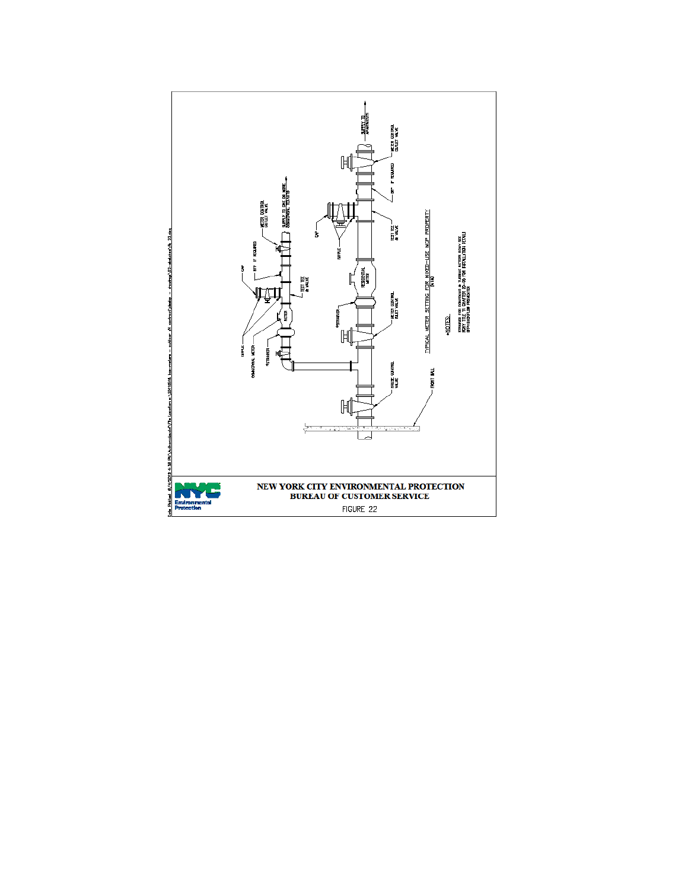SUPPLY TO APARTMENTS

METER CONTROL OUTLET VALVE

BFP IF REQUIRED

TEST TEE & VALVE

CAP

TAPPLE

RESIDENTIAL METER

STRAINER

METER CONTROL INLET VALVE

HOUSE CONTROL VALVE

FRONT WALL

SUPPLY TO ONE OR MORE COMMERCIAL TENANTS

METER CONTROL OUTLET VALVE

BFP IF REQUIRED

CAP

TEST TEE & VALVE

METER

TAPPLE

COMMERCIAL METER

STRAINER

TYPICAL METER SETTING FOR MIXED-USE MCP PROPERTY (A16)

*NOTES:

STRAINER FOR COMPOUND & TURBINE METERS ONLY SEE RCNY TITLE 15 CHAPTER 20-05 FOR INSTALLATION DETAILS BFP=BACKFLOW PREVENTER

NEW YORK CITY ENVIRONMENTAL PROTECTION

BUREAU OF CUSTOMER SERVICE

FIGURE 22